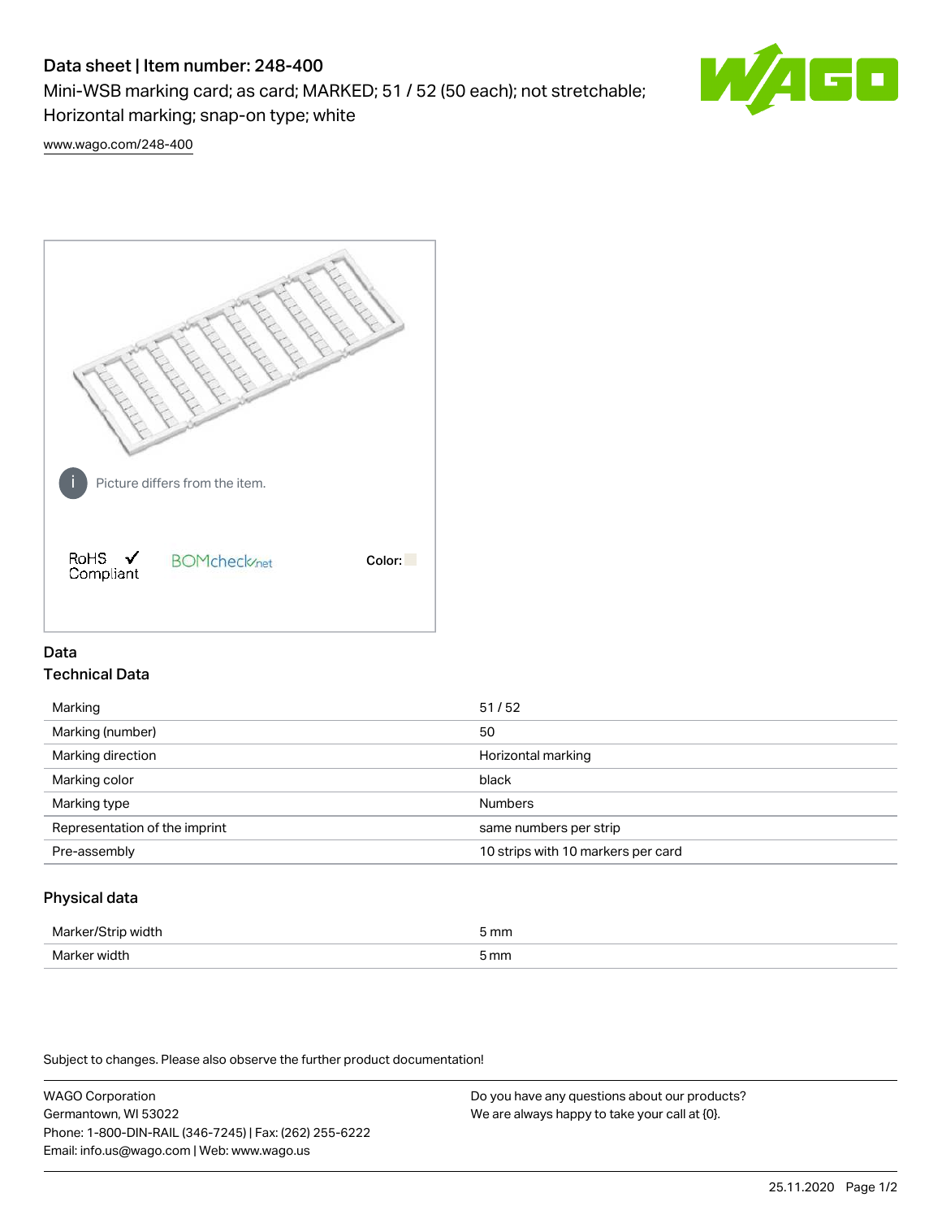# Data sheet | Item number: 248-400

Mini-WSB marking card; as card; MARKED; 51 / 52 (50 each); not stretchable; Horizontal marking; snap-on type; white

www.wago.com/248-400

Picture differs from the item.

RoHS ✓ Compliant

BOMcheck.net

Color:

## Data

### Technical Data

| | |
|---|---|
| Marking | 51 / 52 |
| Marking (number) | 50 |
| Marking direction | Horizontal marking |
| Marking color | black |
| Marking type | Numbers |
| Representation of the imprint | same numbers per strip |
| Pre-assembly | 10 strips with 10 markers per card |

### Physical data

| | |
|---|---|
| Marker/Strip width | 5 mm |
| Marker width | 5 mm |

Subject to changes. Please also observe the further product documentation!

WAGO Corporation
Germantown, WI 53022
Phone: 1-800-DIN-RAIL (346-7245) | Fax: (262) 255-6222
Email: info.us@wago.com | Web: www.wago.us

Do you have any questions about our products?
We are always happy to take your call at {0}.

25.11.2020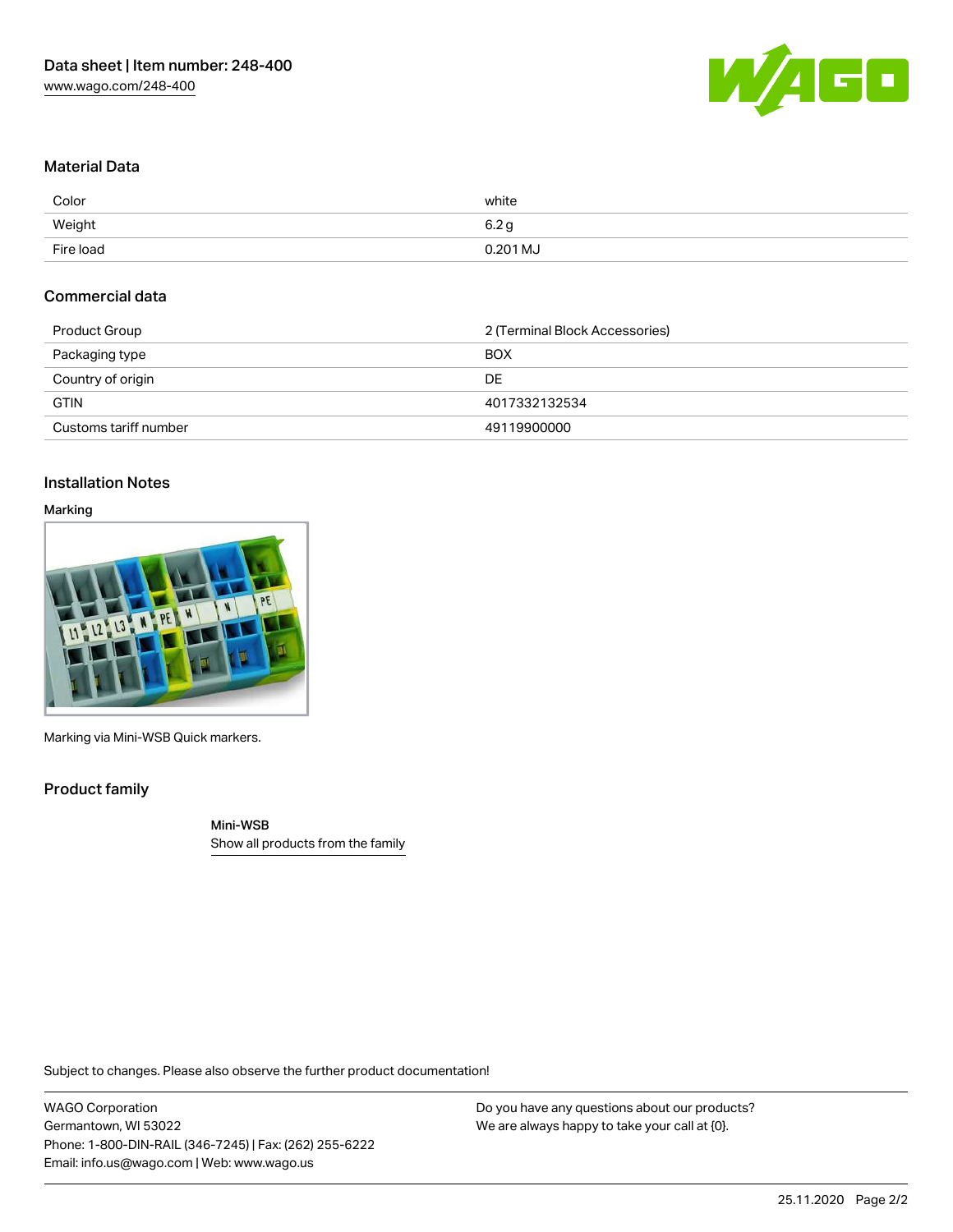## Material Data

| | |
|---|---|
| Color | white |
| Weight | 6.2 g |
| Fire load | 0.201 MJ |

## Commercial data

| | |
|---|---|
| Product Group | 2 (Terminal Block Accessories) |
| Packaging type | BOX |
| Country of origin | DE |
| GTIN | 4017332132534 |
| Customs tariff number | 49119900000 |

## Installation Notes

### Marking

Marking via Mini-WSB Quick markers.

## Product family

Mini-WSB
Show all products from the family

Subject to changes. Please also observe the further product documentation!

WAGO Corporation
Germantown, WI 53022
Phone: 1-800-DIN-RAIL (346-7245) | Fax: (262) 255-6222
Email: info.us@wago.com | Web: www.wago.us

Do you have any questions about our products?
We are always happy to take your call at {0}.